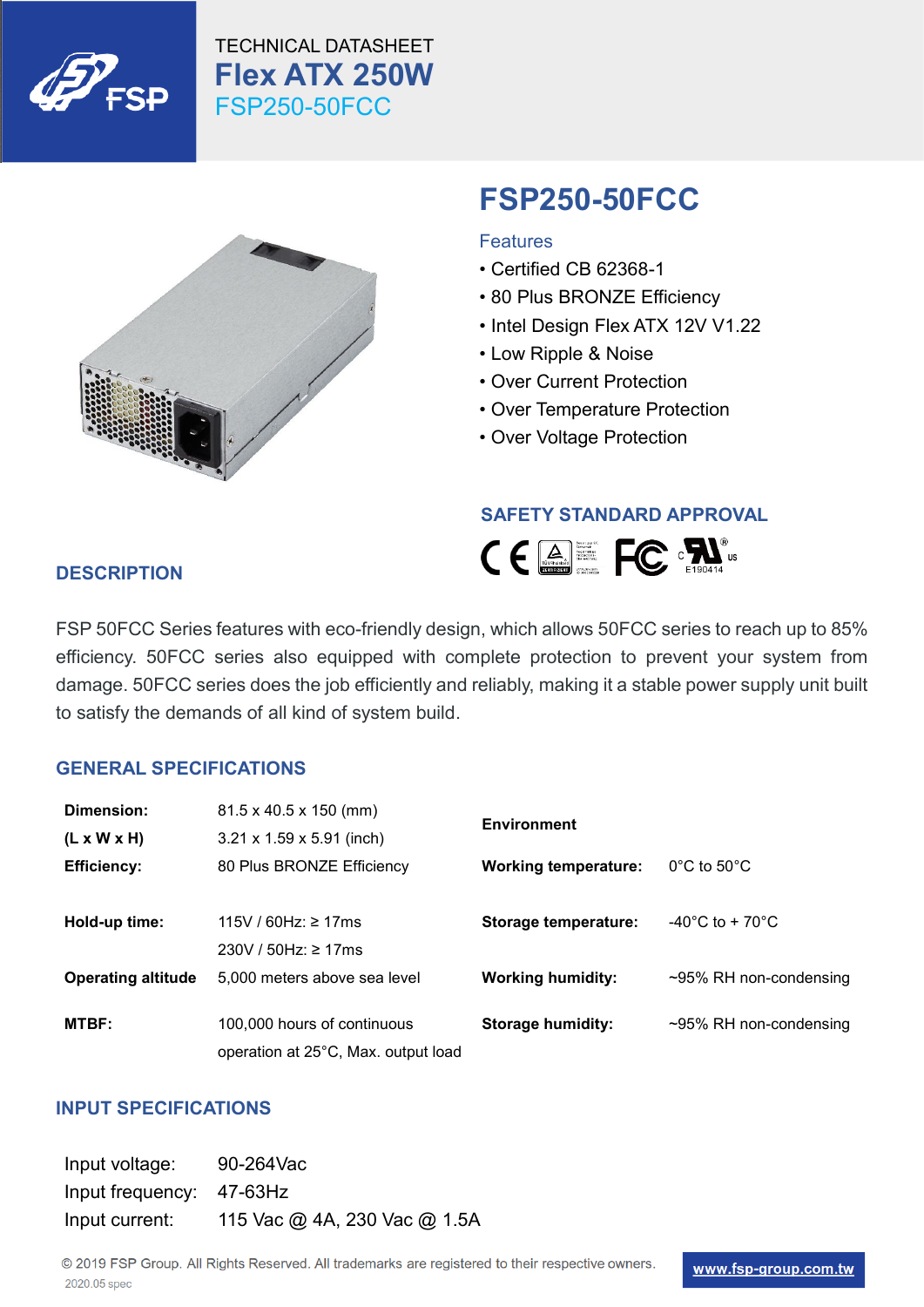TECHNICAL DATASHEET

# Flex ATX 250W

FSP250-50FCC

## FSP250-50FCC

### Features

- Certified CB 62368-1
- 80 Plus BRONZE Efficiency
- Intel Design Flex ATX 12V V1.22
- Low Ripple & Noise
- Over Current Protection
- Over Temperature Protection
- Over Voltage Protection

## SAFETY STANDARD APPROVAL

E190414

## DESCRIPTION

FSP 50FCC Series features with eco-friendly design, which allows 50FCC series to reach up to 85% efficiency. 50FCC series also equipped with complete protection to prevent your system from damage. 50FCC series does the job efficiently and reliably, making it a stable power supply unit built to satisfy the demands of all kind of system build.

## GENERAL SPECIFICATIONS

| | | | |
|---|---|---|---|
| **Dimension: (L x W x H)** | 81.5 x 40.5 x 150 (mm)<br>3.21 x 1.59 x 5.91 (inch) | **Environment** | |
| **Efficiency:** | 80 Plus BRONZE Efficiency | **Working temperature:** | 0°C to 50°C |
| **Hold-up time:** | 115V / 60Hz: ≥ 17ms<br>230V / 50Hz: ≥ 17ms | **Storage temperature:** | -40°C to + 70°C |
| **Operating altitude** | 5,000 meters above sea level | **Working humidity:** | ~95% RH non-condensing |
| **MTBF:** | 100,000 hours of continuous operation at 25°C, Max. output load | **Storage humidity:** | ~95% RH non-condensing |

## INPUT SPECIFICATIONS

| | |
|---|---|
| Input voltage: | 90-264Vac |
| Input frequency: | 47-63Hz |
| Input current: | 115 Vac @ 4A, 230 Vac @ 1.5A |

© 2019 FSP Group. All Rights Reserved. All trademarks are registered to their respective owners.

2020.05 spec

www.fsp-group.com.tw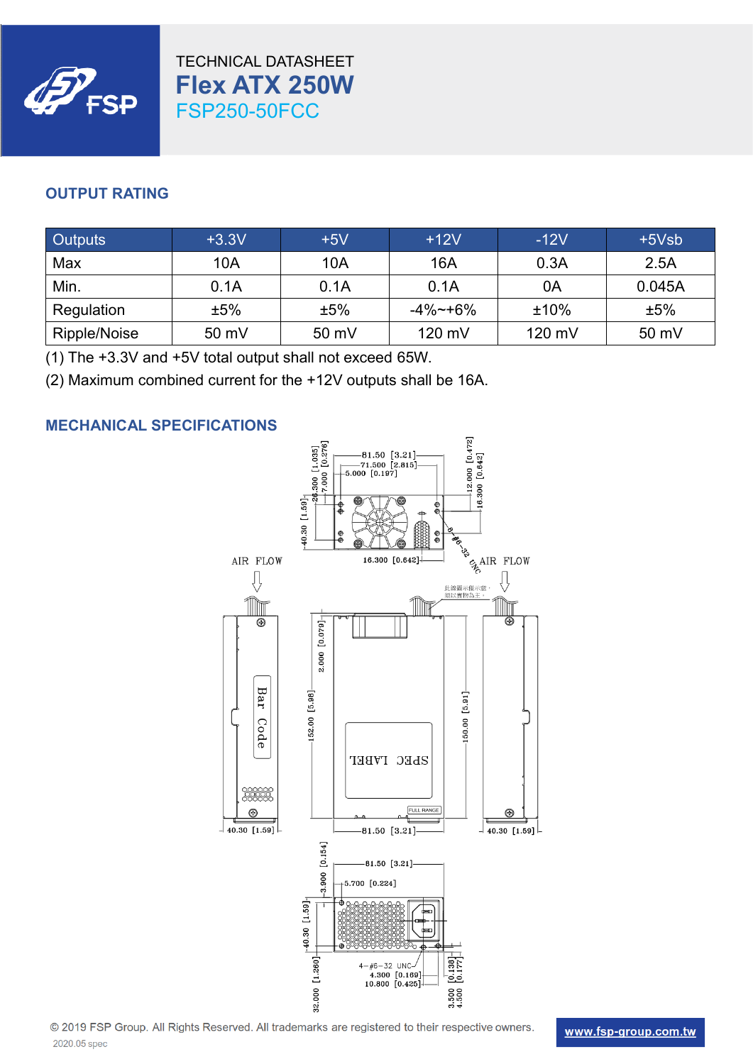TECHNICAL DATASHEET

# Flex ATX 250W

## FSP250-50FCC

### OUTPUT RATING

| Outputs | +3.3V | +5V | +12V | -12V | +5Vsb |
|---|---|---|---|---|---|
| Max | 10A | 10A | 16A | 0.3A | 2.5A |
| Min. | 0.1A | 0.1A | 0.1A | 0A | 0.045A |
| Regulation | ±5% | ±5% | -4%~+6% | ±10% | ±5% |
| Ripple/Noise | 50 mV | 50 mV | 120 mV | 120 mV | 50 mV |

(1) The +3.3V and +5V total output shall not exceed 65W.

(2) Maximum combined current for the +12V outputs shall be 16A.

### MECHANICAL SPECIFICATIONS

81.50 [3.21]
71.500 [2.815]
5.000 [0.197]
26.300 [1.035]
7.000 [0.276]
12.000 [0.472]
16.300 [0.642]
40.30 [1.59]
16.300 [0.642]
8-#6-32 UNC
AIR FLOW
AIR FLOW
此線圖示僅示意，
須以實物為主。
Bar Code
2.000 [0.079]
152.00 [5.98]
150.00 [5.91]
SPEC LABEL
FULL RANGE
40.30 [1.59]
81.50 [3.21]
40.30 [1.59]
81.50 [3.21]
3.900 [0.154]
5.700 [0.224]
40.30 [1.59]
32.000 [1.260]
4-#6-32 UNC
4.300 [0.169]
10.800 [0.425]
3.500 [0.138]
4.500 [0.177]

© 2019 FSP Group. All Rights Reserved. All trademarks are registered to their respective owners.

2020.05 spec

www.fsp-group.com.tw